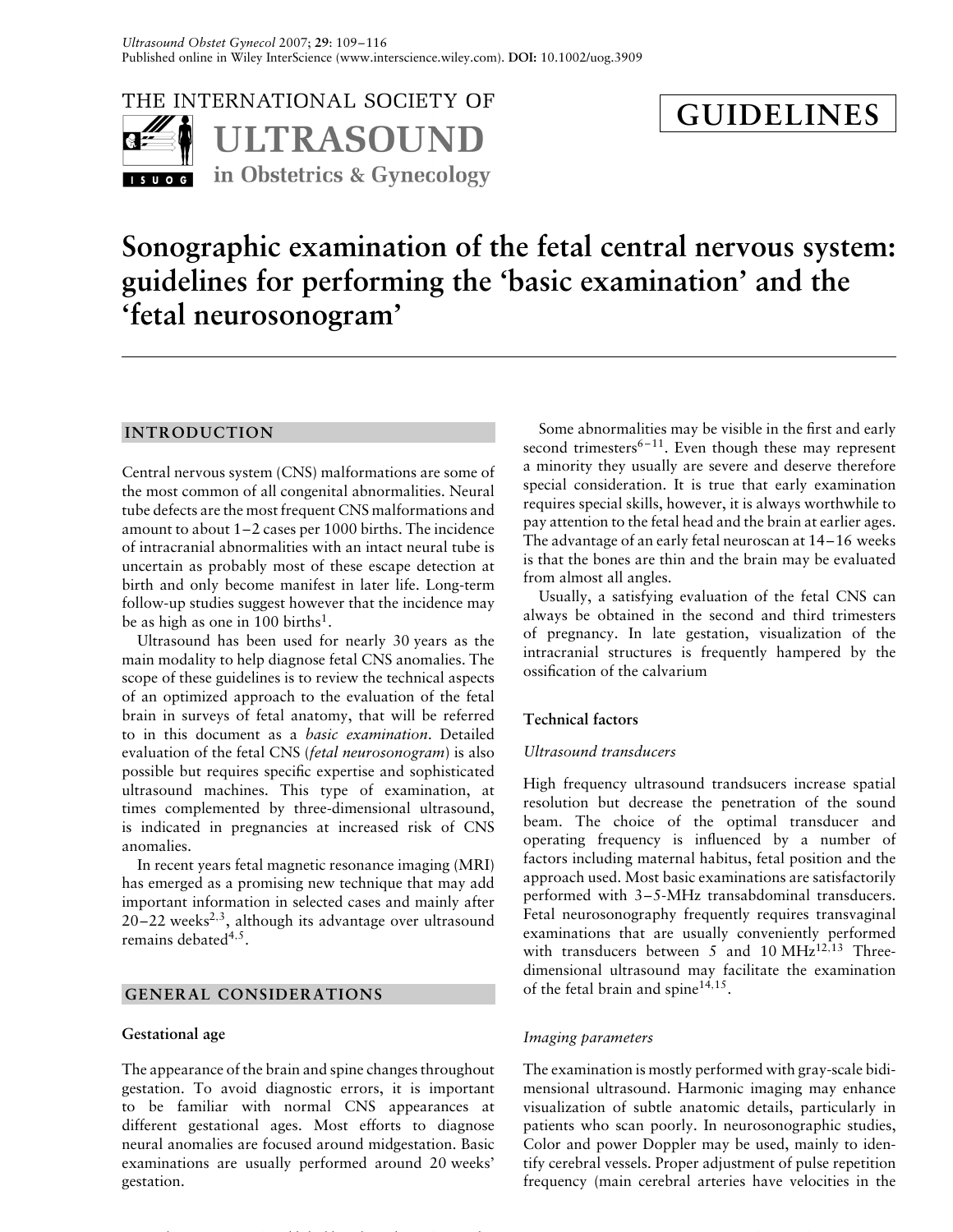THE INTERNATIONAL SOCIETY OF **ULTRASOUND** in Obstetrics & Gynecology

**GUIDELINES**

# Sonographic examination of the fetal central nervous system: guidelines for performing the 'basic examination' and the 'fetal neurosonogram'

## INTRODUCTION

Central nervous system (CNS) malformations are some of the most common of all congenital abnormalities. Neural tube defects are the most frequent CNS malformations and amount to about 1–2 cases per 1000 births. The incidence of intracranial abnormalities with an intact neural tube is uncertain as probably most of these escape detection at birth and only become manifest in later life. Long-term follow-up studies suggest however that the incidence may be as high as one in 100 births[1].

Ultrasound has been used for nearly 30 years as the main modality to help diagnose fetal CNS anomalies. The scope of these guidelines is to review the technical aspects of an optimized approach to the evaluation of the fetal brain in surveys of fetal anatomy, that will be referred to in this document as a *basic examination*. Detailed evaluation of the fetal CNS (*fetal neurosonogram*) is also possible but requires specific expertise and sophisticated ultrasound machines. This type of examination, at times complemented by three-dimensional ultrasound, is indicated in pregnancies at increased risk of CNS anomalies.

In recent years fetal magnetic resonance imaging (MRI) has emerged as a promising new technique that may add important information in selected cases and mainly after 20–22 weeks[2,3], although its advantage over ultrasound remains debated[4,5].

## GENERAL CONSIDERATIONS

### Gestational age

The appearance of the brain and spine changes throughout gestation. To avoid diagnostic errors, it is important to be familiar with normal CNS appearances at different gestational ages. Most efforts to diagnose neural anomalies are focused around midgestation. Basic examinations are usually performed around 20 weeks' gestation.

Some abnormalities may be visible in the first and early second trimesters[6–11]. Even though these may represent a minority they usually are severe and deserve therefore special consideration. It is true that early examination requires special skills, however, it is always worthwhile to pay attention to the fetal head and the brain at earlier ages. The advantage of an early fetal neuroscan at 14–16 weeks is that the bones are thin and the brain may be evaluated from almost all angles.

Usually, a satisfying evaluation of the fetal CNS can always be obtained in the second and third trimesters of pregnancy. In late gestation, visualization of the intracranial structures is frequently hampered by the ossification of the calvarium

### Technical factors

#### *Ultrasound transducers*

High frequency ultrasound trandsucers increase spatial resolution but decrease the penetration of the sound beam. The choice of the optimal transducer and operating frequency is influenced by a number of factors including maternal habitus, fetal position and the approach used. Most basic examinations are satisfactorily performed with 3–5-MHz transabdominal transducers. Fetal neurosonography frequently requires transvaginal examinations that are usually conveniently performed with transducers between 5 and 10 MHz[12,13] Three-dimensional ultrasound may facilitate the examination of the fetal brain and spine[14,15].

#### *Imaging parameters*

The examination is mostly performed with gray-scale bidimensional ultrasound. Harmonic imaging may enhance visualization of subtle anatomic details, particularly in patients who scan poorly. In neurosonographic studies, Color and power Doppler may be used, mainly to identify cerebral vessels. Proper adjustment of pulse repetition frequency (main cerebral arteries have velocities in the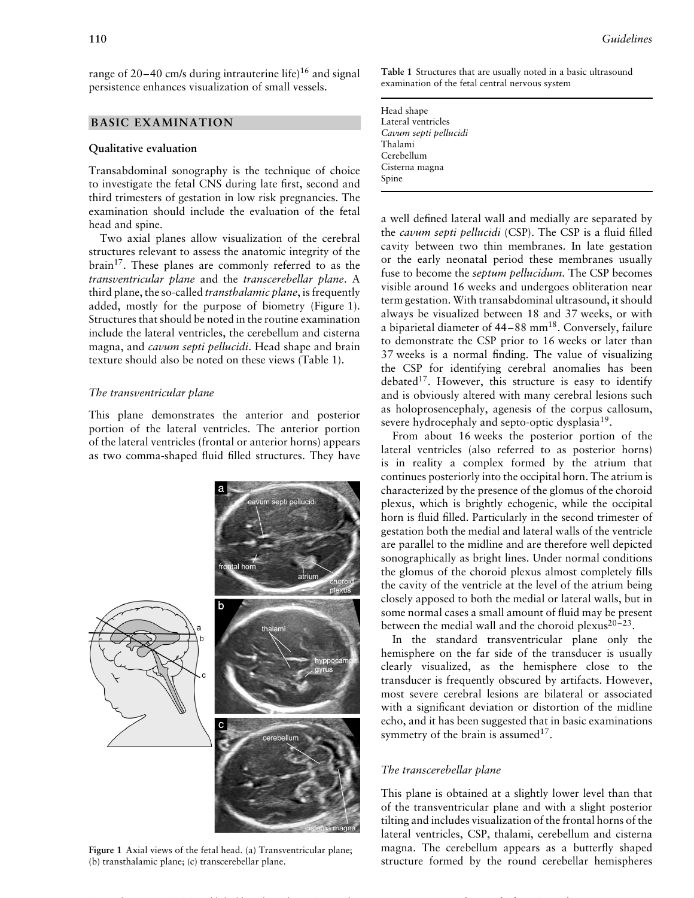range of 20–40 cm/s during intrauterine life)[16] and signal persistence enhances visualization of small vessels.

## BASIC EXAMINATION

### Qualitative evaluation

Transabdominal sonography is the technique of choice to investigate the fetal CNS during late first, second and third trimesters of gestation in low risk pregnancies. The examination should include the evaluation of the fetal head and spine.

Two axial planes allow visualization of the cerebral structures relevant to assess the anatomic integrity of the brain[17]. These planes are commonly referred to as the *transventricular plane* and the *transcerebellar plane*. A third plane, the so-called *transthalamic plane*, is frequently added, mostly for the purpose of biometry (Figure 1). Structures that should be noted in the routine examination include the lateral ventricles, the cerebellum and cisterna magna, and *cavum septi pellucidi*. Head shape and brain texture should also be noted on these views (Table 1).

#### *The transventricular plane*

This plane demonstrates the anterior and posterior portion of the lateral ventricles. The anterior portion of the lateral ventricles (frontal or anterior horns) appears as two comma-shaped fluid filled structures. They have a well defined lateral wall and medially are separated by the *cavum septi pellucidi* (CSP). The CSP is a fluid filled cavity between two thin membranes. In late gestation or the early neonatal period these membranes usually fuse to become the *septum pellucidum*. The CSP becomes visible around 16 weeks and undergoes obliteration near term gestation. With transabdominal ultrasound, it should always be visualized between 18 and 37 weeks, or with a biparietal diameter of 44–88 mm[18]. Conversely, failure to demonstrate the CSP prior to 16 weeks or later than 37 weeks is a normal finding. The value of visualizing the CSP for identifying cerebral anomalies has been debated[17]. However, this structure is easy to identify and is obviously altered with many cerebral lesions such as holoprosencephaly, agenesis of the corpus callosum, severe hydrocephaly and septo-optic dysplasia[19].

Figure 1 Axial views of the fetal head. (a) Transventricular plane; (b) transthalamic plane; (c) transcerebellar plane.

Table 1 Structures that are usually noted in a basic ultrasound examination of the fetal central nervous system

| |
|---|
| Head shape |
| Lateral ventricles |
| *Cavum septi pellucidi* |
| Thalami |
| Cerebellum |
| Cisterna magna |
| Spine |

From about 16 weeks the posterior portion of the lateral ventricles (also referred to as posterior horns) is in reality a complex formed by the atrium that continues posteriorly into the occipital horn. The atrium is characterized by the presence of the glomus of the choroid plexus, which is brightly echogenic, while the occipital horn is fluid filled. Particularly in the second trimester of gestation both the medial and lateral walls of the ventricle are parallel to the midline and are therefore well depicted sonographically as bright lines. Under normal conditions the glomus of the choroid plexus almost completely fills the cavity of the ventricle at the level of the atrium being closely apposed to both the medial or lateral walls, but in some normal cases a small amount of fluid may be present between the medial wall and the choroid plexus[20–23].

In the standard transventricular plane only the hemisphere on the far side of the transducer is usually clearly visualized, as the hemisphere close to the transducer is frequently obscured by artifacts. However, most severe cerebral lesions are bilateral or associated with a significant deviation or distortion of the midline echo, and it has been suggested that in basic examinations symmetry of the brain is assumed[17].

#### *The transcerebellar plane*

This plane is obtained at a slightly lower level than that of the transventricular plane and with a slight posterior tilting and includes visualization of the frontal horns of the lateral ventricles, CSP, thalami, cerebellum and cisterna magna. The cerebellum appears as a butterfly shaped structure formed by the round cerebellar hemispheres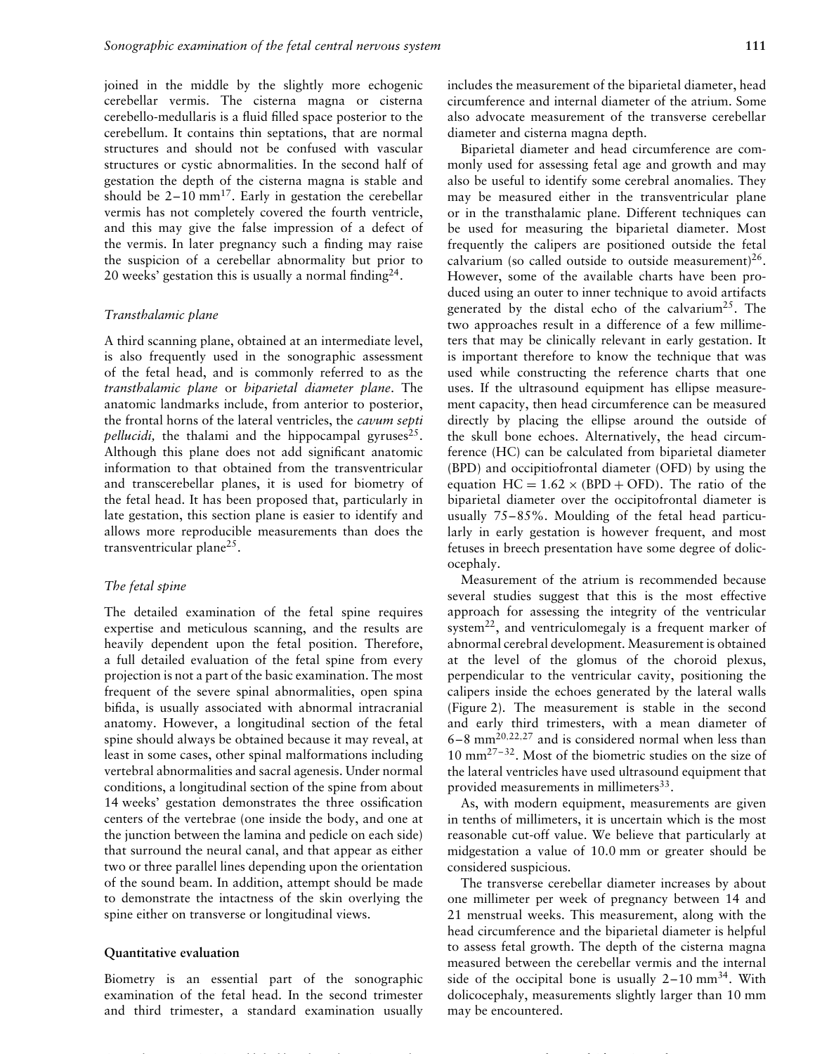joined in the middle by the slightly more echogenic cerebellar vermis. The cisterna magna or cisterna cerebello-medullaris is a fluid filled space posterior to the cerebellum. It contains thin septations, that are normal structures and should not be confused with vascular structures or cystic abnormalities. In the second half of gestation the depth of the cisterna magna is stable and should be 2–10 mm[17]. Early in gestation the cerebellar vermis has not completely covered the fourth ventricle, and this may give the false impression of a defect of the vermis. In later pregnancy such a finding may raise the suspicion of a cerebellar abnormality but prior to 20 weeks' gestation this is usually a normal finding[24].

### *Transthalamic plane*

A third scanning plane, obtained at an intermediate level, is also frequently used in the sonographic assessment of the fetal head, and is commonly referred to as the *transthalamic plane* or *biparietal diameter plane*. The anatomic landmarks include, from anterior to posterior, the frontal horns of the lateral ventricles, the *cavum septi pellucidi,* the thalami and the hippocampal gyruses[25]. Although this plane does not add significant anatomic information to that obtained from the transventricular and transcerebellar planes, it is used for biometry of the fetal head. It has been proposed that, particularly in late gestation, this section plane is easier to identify and allows more reproducible measurements than does the transventricular plane[25].

### *The fetal spine*

The detailed examination of the fetal spine requires expertise and meticulous scanning, and the results are heavily dependent upon the fetal position. Therefore, a full detailed evaluation of the fetal spine from every projection is not a part of the basic examination. The most frequent of the severe spinal abnormalities, open spina bifida, is usually associated with abnormal intracranial anatomy. However, a longitudinal section of the fetal spine should always be obtained because it may reveal, at least in some cases, other spinal malformations including vertebral abnormalities and sacral agenesis. Under normal conditions, a longitudinal section of the spine from about 14 weeks' gestation demonstrates the three ossification centers of the vertebrae (one inside the body, and one at the junction between the lamina and pedicle on each side) that surround the neural canal, and that appear as either two or three parallel lines depending upon the orientation of the sound beam. In addition, attempt should be made to demonstrate the intactness of the skin overlying the spine either on transverse or longitudinal views.

## **Quantitative evaluation**

Biometry is an essential part of the sonographic examination of the fetal head. In the second trimester and third trimester, a standard examination usually includes the measurement of the biparietal diameter, head circumference and internal diameter of the atrium. Some also advocate measurement of the transverse cerebellar diameter and cisterna magna depth.

Biparietal diameter and head circumference are commonly used for assessing fetal age and growth and may also be useful to identify some cerebral anomalies. They may be measured either in the transventricular plane or in the transthalamic plane. Different techniques can be used for measuring the biparietal diameter. Most frequently the calipers are positioned outside the fetal calvarium (so called outside to outside measurement)[26]. However, some of the available charts have been produced using an outer to inner technique to avoid artifacts generated by the distal echo of the calvarium[25]. The two approaches result in a difference of a few millimeters that may be clinically relevant in early gestation. It is important therefore to know the technique that was used while constructing the reference charts that one uses. If the ultrasound equipment has ellipse measurement capacity, then head circumference can be measured directly by placing the ellipse around the outside of the skull bone echoes. Alternatively, the head circumference (HC) can be calculated from biparietal diameter (BPD) and occipitiofrontal diameter (OFD) by using the equation $\mathrm{HC} = 1.62 \times (\mathrm{BPD} + \mathrm{OFD})$. The ratio of the biparietal diameter over the occipitofrontal diameter is usually 75–85%. Moulding of the fetal head particularly in early gestation is however frequent, and most fetuses in breech presentation have some degree of dolicocephaly.

Measurement of the atrium is recommended because several studies suggest that this is the most effective approach for assessing the integrity of the ventricular system[22], and ventriculomegaly is a frequent marker of abnormal cerebral development. Measurement is obtained at the level of the glomus of the choroid plexus, perpendicular to the ventricular cavity, positioning the calipers inside the echoes generated by the lateral walls (Figure 2). The measurement is stable in the second and early third trimesters, with a mean diameter of 6–8 mm[20,22,27] and is considered normal when less than 10 mm[27–32]. Most of the biometric studies on the size of the lateral ventricles have used ultrasound equipment that provided measurements in millimeters[33].

As, with modern equipment, measurements are given in tenths of millimeters, it is uncertain which is the most reasonable cut-off value. We believe that particularly at midgestation a value of 10.0 mm or greater should be considered suspicious.

The transverse cerebellar diameter increases by about one millimeter per week of pregnancy between 14 and 21 menstrual weeks. This measurement, along with the head circumference and the biparietal diameter is helpful to assess fetal growth. The depth of the cisterna magna measured between the cerebellar vermis and the internal side of the occipital bone is usually 2–10 mm[34]. With dolicocephaly, measurements slightly larger than 10 mm may be encountered.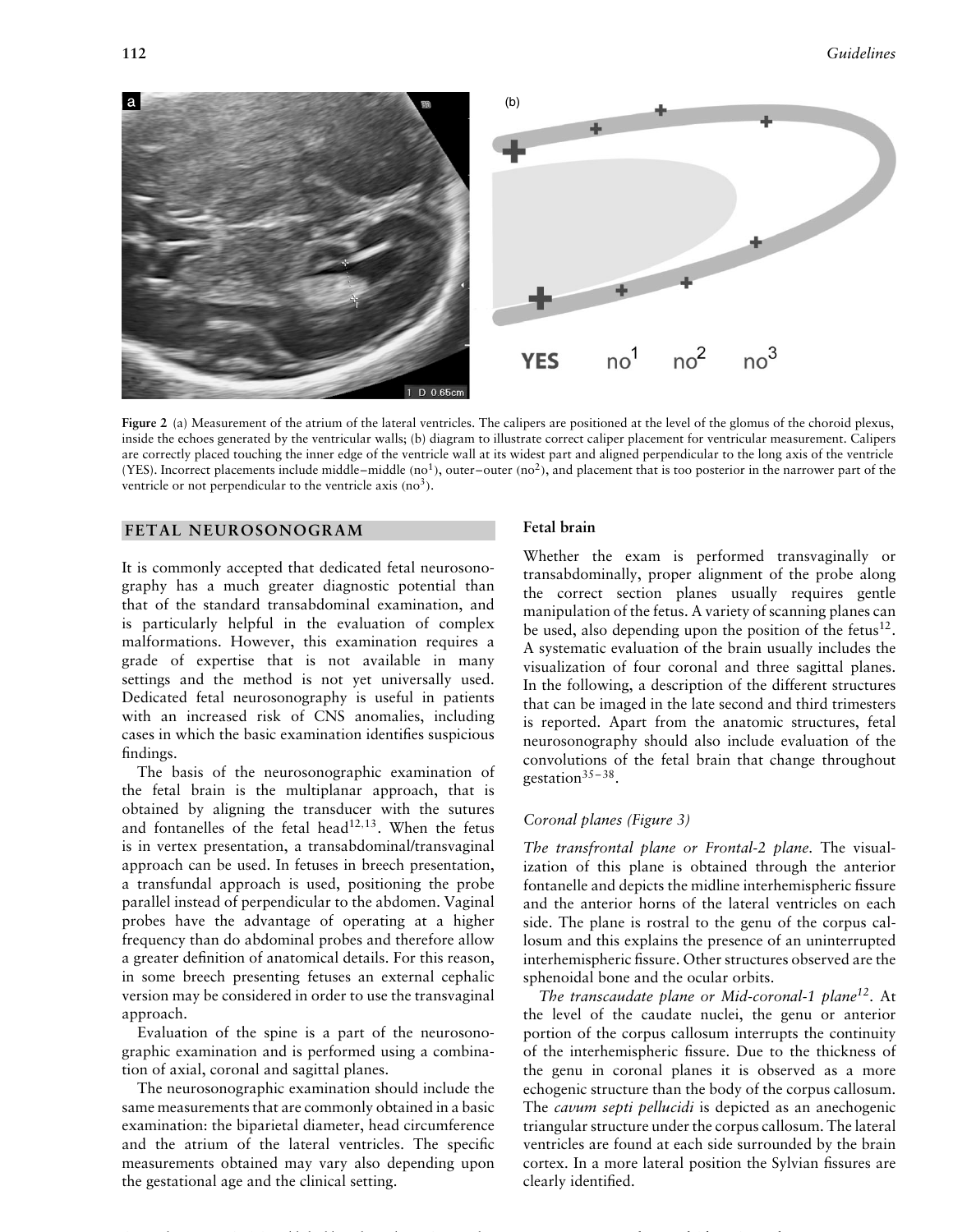Figure 2 (a) Measurement of the atrium of the lateral ventricles. The calipers are positioned at the level of the glomus of the choroid plexus, inside the echoes generated by the ventricular walls; (b) diagram to illustrate correct caliper placement for ventricular measurement. Calipers are correctly placed touching the inner edge of the ventricle wall at its widest part and aligned perpendicular to the long axis of the ventricle (YES). Incorrect placements include middle–middle (no[1]), outer–outer (no[2]), and placement that is too posterior in the narrower part of the ventricle or not perpendicular to the ventricle axis (no[3]).

## FETAL NEUROSONOGRAM

It is commonly accepted that dedicated fetal neurosonography has a much greater diagnostic potential than that of the standard transabdominal examination, and is particularly helpful in the evaluation of complex malformations. However, this examination requires a grade of expertise that is not available in many settings and the method is not yet universally used. Dedicated fetal neurosonography is useful in patients with an increased risk of CNS anomalies, including cases in which the basic examination identifies suspicious findings.

The basis of the neurosonographic examination of the fetal brain is the multiplanar approach, that is obtained by aligning the transducer with the sutures and fontanelles of the fetal head[12,13]. When the fetus is in vertex presentation, a transabdominal/transvaginal approach can be used. In fetuses in breech presentation, a transfundal approach is used, positioning the probe parallel instead of perpendicular to the abdomen. Vaginal probes have the advantage of operating at a higher frequency than do abdominal probes and therefore allow a greater definition of anatomical details. For this reason, in some breech presenting fetuses an external cephalic version may be considered in order to use the transvaginal approach.

Evaluation of the spine is a part of the neurosonographic examination and is performed using a combination of axial, coronal and sagittal planes.

The neurosonographic examination should include the same measurements that are commonly obtained in a basic examination: the biparietal diameter, head circumference and the atrium of the lateral ventricles. The specific measurements obtained may vary also depending upon the gestational age and the clinical setting.

### Fetal brain

Whether the exam is performed transvaginally or transabdominally, proper alignment of the probe along the correct section planes usually requires gentle manipulation of the fetus. A variety of scanning planes can be used, also depending upon the position of the fetus[12]. A systematic evaluation of the brain usually includes the visualization of four coronal and three sagittal planes. In the following, a description of the different structures that can be imaged in the late second and third trimesters is reported. Apart from the anatomic structures, fetal neurosonography should also include evaluation of the convolutions of the fetal brain that change throughout gestation[35–38].

#### *Coronal planes (Figure 3)*

*The transfrontal plane or Frontal-2 plane.* The visualization of this plane is obtained through the anterior fontanelle and depicts the midline interhemispheric fissure and the anterior horns of the lateral ventricles on each side. The plane is rostral to the genu of the corpus callosum and this explains the presence of an uninterrupted interhemispheric fissure. Other structures observed are the sphenoidal bone and the ocular orbits.

*The transcaudate plane or Mid-coronal-1 plane*[12]. At the level of the caudate nuclei, the genu or anterior portion of the corpus callosum interrupts the continuity of the interhemispheric fissure. Due to the thickness of the genu in coronal planes it is observed as a more echogenic structure than the body of the corpus callosum. The *cavum septi pellucidi* is depicted as an anechogenic triangular structure under the corpus callosum. The lateral ventricles are found at each side surrounded by the brain cortex. In a more lateral position the Sylvian fissures are clearly identified.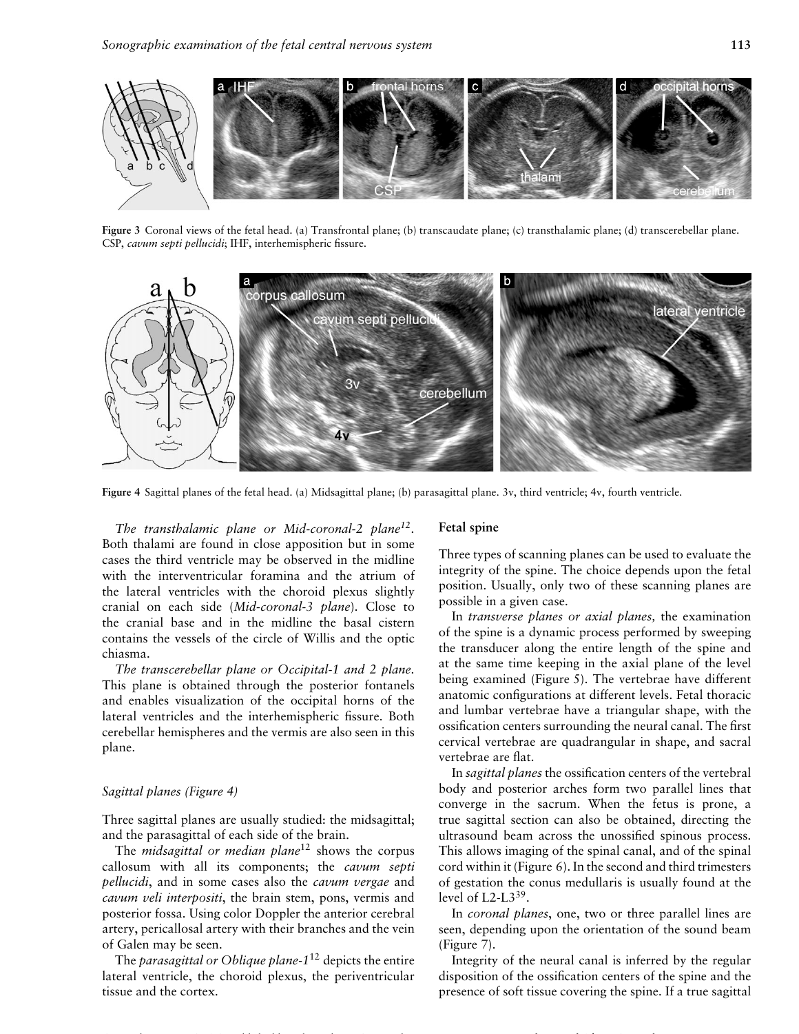Figure 3 Coronal views of the fetal head. (a) Transfrontal plane; (b) transcaudate plane; (c) transthalamic plane; (d) transcerebellar plane. CSP, *cavum septi pellucidi*; IHF, interhemispheric fissure.

Figure 4 Sagittal planes of the fetal head. (a) Midsagittal plane; (b) parasagittal plane. 3v, third ventricle; 4v, fourth ventricle.

*The transthalamic plane or Mid-coronal-2 plane*[12]. Both thalami are found in close apposition but in some cases the third ventricle may be observed in the midline with the interventricular foramina and the atrium of the lateral ventricles with the choroid plexus slightly cranial on each side (*Mid-coronal-3 plane*). Close to the cranial base and in the midline the basal cistern contains the vessels of the circle of Willis and the optic chiasma.

*The transcerebellar plane or Occipital-1 and 2 plane.* This plane is obtained through the posterior fontanels and enables visualization of the occipital horns of the lateral ventricles and the interhemispheric fissure. Both cerebellar hemispheres and the vermis are also seen in this plane.

### *Sagittal planes (Figure 4)*

Three sagittal planes are usually studied: the midsagittal; and the parasagittal of each side of the brain.

The *midsagittal or median plane*[12] shows the corpus callosum with all its components; the *cavum septi pellucidi*, and in some cases also the *cavum vergae* and *cavum veli interpositi*, the brain stem, pons, vermis and posterior fossa. Using color Doppler the anterior cerebral artery, pericallosal artery with their branches and the vein of Galen may be seen.

The *parasagittal or Oblique plane-1*[12] depicts the entire lateral ventricle, the choroid plexus, the periventricular tissue and the cortex.

## Fetal spine

Three types of scanning planes can be used to evaluate the integrity of the spine. The choice depends upon the fetal position. Usually, only two of these scanning planes are possible in a given case.

In *transverse planes or axial planes,* the examination of the spine is a dynamic process performed by sweeping the transducer along the entire length of the spine and at the same time keeping in the axial plane of the level being examined (Figure 5). The vertebrae have different anatomic configurations at different levels. Fetal thoracic and lumbar vertebrae have a triangular shape, with the ossification centers surrounding the neural canal. The first cervical vertebrae are quadrangular in shape, and sacral vertebrae are flat.

In *sagittal planes* the ossification centers of the vertebral body and posterior arches form two parallel lines that converge in the sacrum. When the fetus is prone, a true sagittal section can also be obtained, directing the ultrasound beam across the unossified spinous process. This allows imaging of the spinal canal, and of the spinal cord within it (Figure 6). In the second and third trimesters of gestation the conus medullaris is usually found at the level of L2-L3[39].

In *coronal planes*, one, two or three parallel lines are seen, depending upon the orientation of the sound beam (Figure 7).

Integrity of the neural canal is inferred by the regular disposition of the ossification centers of the spine and the presence of soft tissue covering the spine. If a true sagittal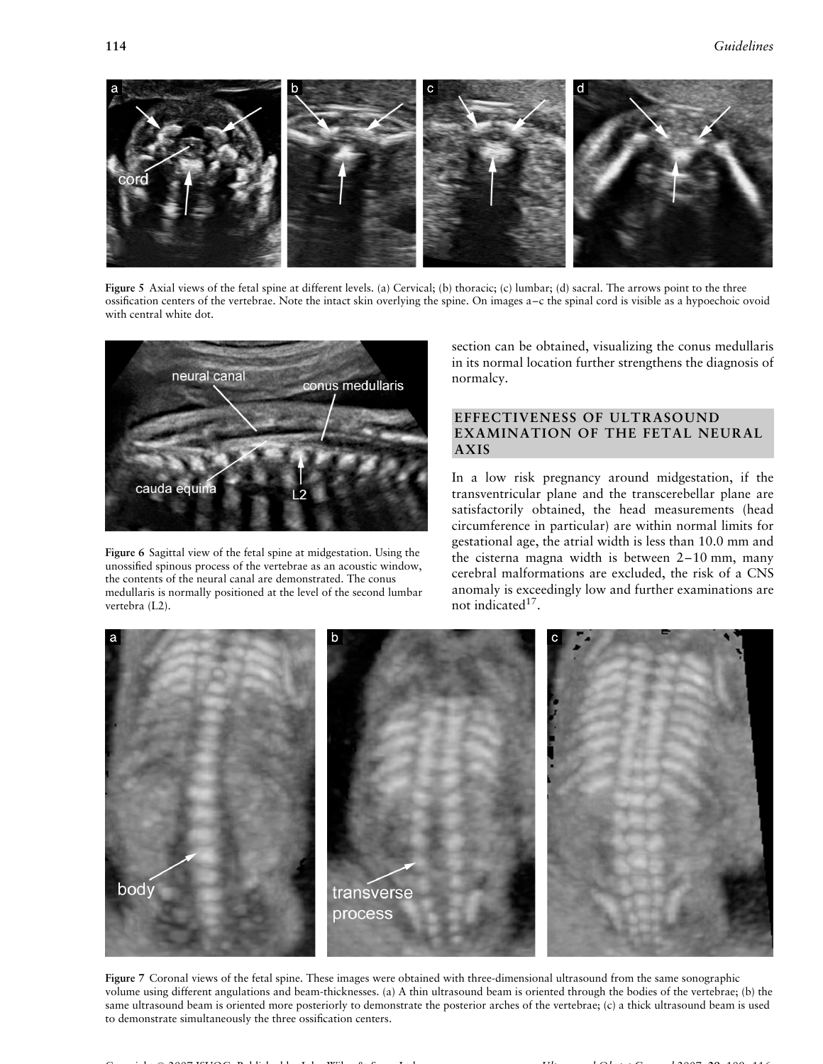Figure 5 Axial views of the fetal spine at different levels. (a) Cervical; (b) thoracic; (c) lumbar; (d) sacral. The arrows point to the three ossification centers of the vertebrae. Note the intact skin overlying the spine. On images a–c the spinal cord is visible as a hypoechoic ovoid with central white dot.

Figure 6 Sagittal view of the fetal spine at midgestation. Using the unossified spinous process of the vertebrae as an acoustic window, the contents of the neural canal are demonstrated. The conus medullaris is normally positioned at the level of the second lumbar vertebra (L2).

section can be obtained, visualizing the conus medullaris in its normal location further strengthens the diagnosis of normalcy.

## EFFECTIVENESS OF ULTRASOUND EXAMINATION OF THE FETAL NEURAL AXIS

In a low risk pregnancy around midgestation, if the transventricular plane and the transcerebellar plane are satisfactorily obtained, the head measurements (head circumference in particular) are within normal limits for gestational age, the atrial width is less than 10.0 mm and the cisterna magna width is between 2–10 mm, many cerebral malformations are excluded, the risk of a CNS anomaly is exceedingly low and further examinations are not indicated[17].

Figure 7 Coronal views of the fetal spine. These images were obtained with three-dimensional ultrasound from the same sonographic volume using different angulations and beam-thicknesses. (a) A thin ultrasound beam is oriented through the bodies of the vertebrae; (b) the same ultrasound beam is oriented more posteriorly to demonstrate the posterior arches of the vertebrae; (c) a thick ultrasound beam is used to demonstrate simultaneously the three ossification centers.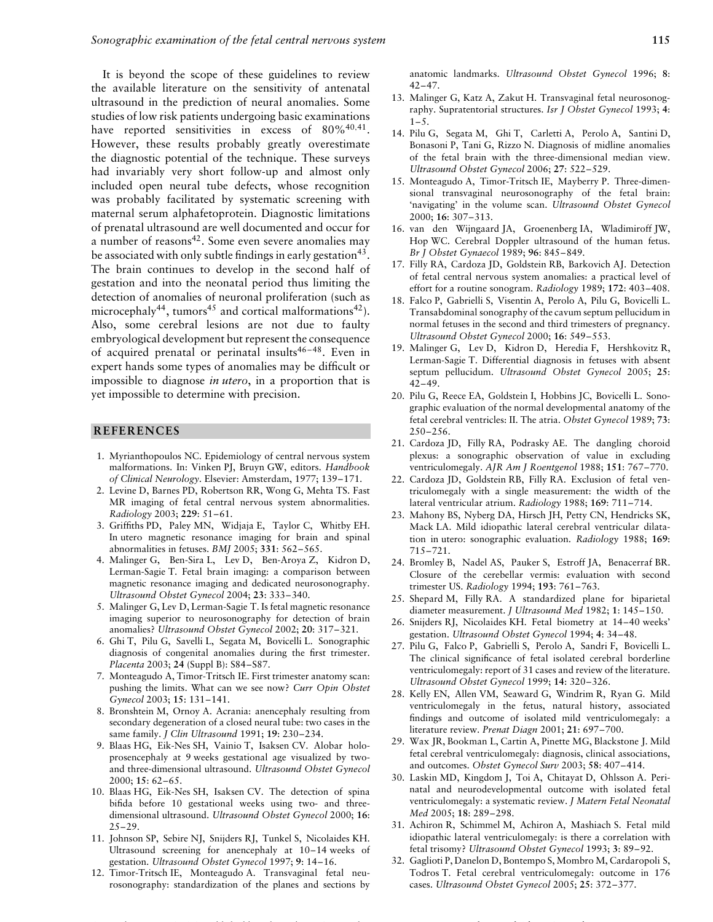It is beyond the scope of these guidelines to review the available literature on the sensitivity of antenatal ultrasound in the prediction of neural anomalies. Some studies of low risk patients undergoing basic examinations have reported sensitivities in excess of 80%[40,41]. However, these results probably greatly overestimate the diagnostic potential of the technique. These surveys had invariably very short follow-up and almost only included open neural tube defects, whose recognition was probably facilitated by systematic screening with maternal serum alphafetoprotein. Diagnostic limitations of prenatal ultrasound are well documented and occur for a number of reasons[42]. Some even severe anomalies may be associated with only subtle findings in early gestation[43]. The brain continues to develop in the second half of gestation and into the neonatal period thus limiting the detection of anomalies of neuronal proliferation (such as microcephaly[44], tumors[45] and cortical malformations[42]). Also, some cerebral lesions are not due to faulty embryological development but represent the consequence of acquired prenatal or perinatal insults[46–48]. Even in expert hands some types of anomalies may be difficult or impossible to diagnose *in utero*, in a proportion that is yet impossible to determine with precision.

## REFERENCES

1. Myrianthopoulos NC. Epidemiology of central nervous system malformations. In: Vinken PJ, Bruyn GW, editors. *Handbook of Clinical Neurology*. Elsevier: Amsterdam, 1977; 139–171.
2. Levine D, Barnes PD, Robertson RR, Wong G, Mehta TS. Fast MR imaging of fetal central nervous system abnormalities. *Radiology* 2003; **229**: 51–61.
3. Griffiths PD, Paley MN, Widjaja E, Taylor C, Whitby EH. In utero magnetic resonance imaging for brain and spinal abnormalities in fetuses. *BMJ* 2005; **331**: 562–565.
4. Malinger G, Ben-Sira L, Lev D, Ben-Aroya Z, Kidron D, Lerman-Sagie T. Fetal brain imaging: a comparison between magnetic resonance imaging and dedicated neurosonography. *Ultrasound Obstet Gynecol* 2004; **23**: 333–340.
5. Malinger G, Lev D, Lerman-Sagie T. Is fetal magnetic resonance imaging superior to neurosonography for detection of brain anomalies? *Ultrasound Obstet Gynecol* 2002; **20**: 317–321.
6. Ghi T, Pilu G, Savelli L, Segata M, Bovicelli L. Sonographic diagnosis of congenital anomalies during the first trimester. *Placenta* 2003; **24** (Suppl B): S84–S87.
7. Monteagudo A, Timor-Tritsch IE. First trimester anatomy scan: pushing the limits. What can we see now? *Curr Opin Obstet Gynecol* 2003; **15**: 131–141.
8. Bronshtein M, Ornoy A. Acrania: anencephaly resulting from secondary degeneration of a closed neural tube: two cases in the same family. *J Clin Ultrasound* 1991; **19**: 230–234.
9. Blaas HG, Eik-Nes SH, Vainio T, Isaksen CV. Alobar holoprosencephaly at 9 weeks gestational age visualized by two- and three-dimensional ultrasound. *Ultrasound Obstet Gynecol* 2000; **15**: 62–65.
10. Blaas HG, Eik-Nes SH, Isaksen CV. The detection of spina bifida before 10 gestational weeks using two- and three-dimensional ultrasound. *Ultrasound Obstet Gynecol* 2000; **16**: 25–29.
11. Johnson SP, Sebire NJ, Snijders RJ, Tunkel S, Nicolaides KH. Ultrasound screening for anencephaly at 10–14 weeks of gestation. *Ultrasound Obstet Gynecol* 1997; **9**: 14–16.
12. Timor-Tritsch IE, Monteagudo A. Transvaginal fetal neurosonography: standardization of the planes and sections by anatomic landmarks. *Ultrasound Obstet Gynecol* 1996; **8**: 42–47.
13. Malinger G, Katz A, Zakut H. Transvaginal fetal neurosonography. Supratentorial structures. *Isr J Obstet Gynecol* 1993; **4**: 1–5.
14. Pilu G, Segata M, Ghi T, Carletti A, Perolo A, Santini D, Bonasoni P, Tani G, Rizzo N. Diagnosis of midline anomalies of the fetal brain with the three-dimensional median view. *Ultrasound Obstet Gynecol* 2006; **27**: 522–529.
15. Monteagudo A, Timor-Tritsch IE, Mayberry P. Three-dimensional transvaginal neurosonography of the fetal brain: 'navigating' in the volume scan. *Ultrasound Obstet Gynecol* 2000; **16**: 307–313.
16. van den Wijngaard JA, Groenenberg IA, Wladimiroff JW, Hop WC. Cerebral Doppler ultrasound of the human fetus. *Br J Obstet Gynaecol* 1989; **96**: 845–849.
17. Filly RA, Cardoza JD, Goldstein RB, Barkovich AJ. Detection of fetal central nervous system anomalies: a practical level of effort for a routine sonogram. *Radiology* 1989; **172**: 403–408.
18. Falco P, Gabrielli S, Visentin A, Perolo A, Pilu G, Bovicelli L. Transabdominal sonography of the cavum septum pellucidum in normal fetuses in the second and third trimesters of pregnancy. *Ultrasound Obstet Gynecol* 2000; **16**: 549–553.
19. Malinger G, Lev D, Kidron D, Heredia F, Hershkovitz R, Lerman-Sagie T. Differential diagnosis in fetuses with absent septum pellucidum. *Ultrasound Obstet Gynecol* 2005; **25**: 42–49.
20. Pilu G, Reece EA, Goldstein I, Hobbins JC, Bovicelli L. Sonographic evaluation of the normal developmental anatomy of the fetal cerebral ventricles: II. The atria. *Obstet Gynecol* 1989; **73**: 250–256.
21. Cardoza JD, Filly RA, Podrasky AE. The dangling choroid plexus: a sonographic observation of value in excluding ventriculomegaly. *AJR Am J Roentgenol* 1988; **151**: 767–770.
22. Cardoza JD, Goldstein RB, Filly RA. Exclusion of fetal ventriculomegaly with a single measurement: the width of the lateral ventricular atrium. *Radiology* 1988; **169**: 711–714.
23. Mahony BS, Nyberg DA, Hirsch JH, Petty CN, Hendricks SK, Mack LA. Mild idiopathic lateral cerebral ventricular dilatation in utero: sonographic evaluation. *Radiology* 1988; **169**: 715–721.
24. Bromley B, Nadel AS, Pauker S, Estroff JA, Benacerraf BR. Closure of the cerebellar vermis: evaluation with second trimester US. *Radiology* 1994; **193**: 761–763.
25. Shepard M, Filly RA. A standardized plane for biparietal diameter measurement. *J Ultrasound Med* 1982; **1**: 145–150.
26. Snijders RJ, Nicolaides KH. Fetal biometry at 14–40 weeks' gestation. *Ultrasound Obstet Gynecol* 1994; **4**: 34–48.
27. Pilu G, Falco P, Gabrielli S, Perolo A, Sandri F, Bovicelli L. The clinical significance of fetal isolated cerebral borderline ventriculomegaly: report of 31 cases and review of the literature. *Ultrasound Obstet Gynecol* 1999; **14**: 320–326.
28. Kelly EN, Allen VM, Seaward G, Windrim R, Ryan G. Mild ventriculomegaly in the fetus, natural history, associated findings and outcome of isolated mild ventriculomegaly: a literature review. *Prenat Diagn* 2001; **21**: 697–700.
29. Wax JR, Bookman L, Cartin A, Pinette MG, Blackstone J. Mild fetal cerebral ventriculomegaly: diagnosis, clinical associations, and outcomes. *Obstet Gynecol Surv* 2003; **58**: 407–414.
30. Laskin MD, Kingdom J, Toi A, Chitayat D, Ohlsson A. Perinatal and neurodevelopmental outcome with isolated fetal ventriculomegaly: a systematic review. *J Matern Fetal Neonatal Med* 2005; **18**: 289–298.
31. Achiron R, Schimmel M, Achiron A, Mashiach S. Fetal mild idiopathic lateral ventriculomegaly: is there a correlation with fetal trisomy? *Ultrasound Obstet Gynecol* 1993; **3**: 89–92.
32. Gaglioti P, Danelon D, Bontempo S, Mombro M, Cardaropoli S, Todros T. Fetal cerebral ventriculomegaly: outcome in 176 cases. *Ultrasound Obstet Gynecol* 2005; **25**: 372–377.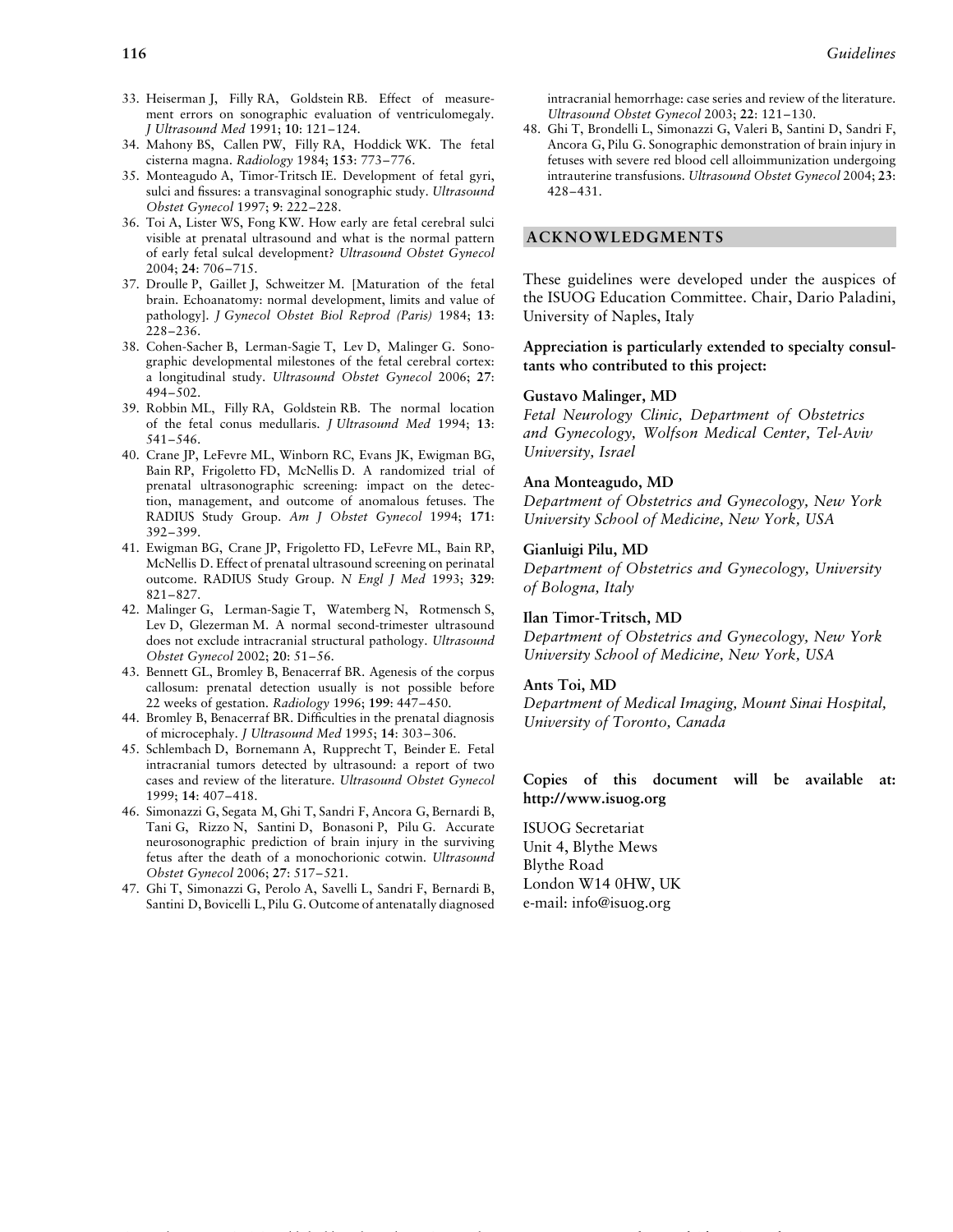33. Heiserman J, Filly RA, Goldstein RB. Effect of measurement errors on sonographic evaluation of ventriculomegaly. *J Ultrasound Med* 1991; **10**: 121–124.
34. Mahony BS, Callen PW, Filly RA, Hoddick WK. The fetal cisterna magna. *Radiology* 1984; **153**: 773–776.
35. Monteagudo A, Timor-Tritsch IE. Development of fetal gyri, sulci and fissures: a transvaginal sonographic study. *Ultrasound Obstet Gynecol* 1997; **9**: 222–228.
36. Toi A, Lister WS, Fong KW. How early are fetal cerebral sulci visible at prenatal ultrasound and what is the normal pattern of early fetal sulcal development? *Ultrasound Obstet Gynecol* 2004; **24**: 706–715.
37. Droulle P, Gaillet J, Schweitzer M. [Maturation of the fetal brain. Echoanatomy: normal development, limits and value of pathology]. *J Gynecol Obstet Biol Reprod (Paris)* 1984; **13**: 228–236.
38. Cohen-Sacher B, Lerman-Sagie T, Lev D, Malinger G. Sonographic developmental milestones of the fetal cerebral cortex: a longitudinal study. *Ultrasound Obstet Gynecol* 2006; **27**: 494–502.
39. Robbin ML, Filly RA, Goldstein RB. The normal location of the fetal conus medullaris. *J Ultrasound Med* 1994; **13**: 541–546.
40. Crane JP, LeFevre ML, Winborn RC, Evans JK, Ewigman BG, Bain RP, Frigoletto FD, McNellis D. A randomized trial of prenatal ultrasonographic screening: impact on the detection, management, and outcome of anomalous fetuses. The RADIUS Study Group. *Am J Obstet Gynecol* 1994; **171**: 392–399.
41. Ewigman BG, Crane JP, Frigoletto FD, LeFevre ML, Bain RP, McNellis D. Effect of prenatal ultrasound screening on perinatal outcome. RADIUS Study Group. *N Engl J Med* 1993; **329**: 821–827.
42. Malinger G, Lerman-Sagie T, Watemberg N, Rotmensch S, Lev D, Glezerman M. A normal second-trimester ultrasound does not exclude intracranial structural pathology. *Ultrasound Obstet Gynecol* 2002; **20**: 51–56.
43. Bennett GL, Bromley B, Benacerraf BR. Agenesis of the corpus callosum: prenatal detection usually is not possible before 22 weeks of gestation. *Radiology* 1996; **199**: 447–450.
44. Bromley B, Benacerraf BR. Difficulties in the prenatal diagnosis of microcephaly. *J Ultrasound Med* 1995; **14**: 303–306.
45. Schlembach D, Bornemann A, Rupprecht T, Beinder E. Fetal intracranial tumors detected by ultrasound: a report of two cases and review of the literature. *Ultrasound Obstet Gynecol* 1999; **14**: 407–418.
46. Simonazzi G, Segata M, Ghi T, Sandri F, Ancora G, Bernardi B, Tani G, Rizzo N, Santini D, Bonasoni P, Pilu G. Accurate neurosonographic prediction of brain injury in the surviving fetus after the death of a monochorionic cotwin. *Ultrasound Obstet Gynecol* 2006; **27**: 517–521.
47. Ghi T, Simonazzi G, Perolo A, Savelli L, Sandri F, Bernardi B, Santini D, Bovicelli L, Pilu G. Outcome of antenatally diagnosed intracranial hemorrhage: case series and review of the literature. *Ultrasound Obstet Gynecol* 2003; **22**: 121–130.
48. Ghi T, Brondelli L, Simonazzi G, Valeri B, Santini D, Sandri F, Ancora G, Pilu G. Sonographic demonstration of brain injury in fetuses with severe red blood cell alloimmunization undergoing intrauterine transfusions. *Ultrasound Obstet Gynecol* 2004; **23**: 428–431.

## ACKNOWLEDGMENTS

These guidelines were developed under the auspices of the ISUOG Education Committee. Chair, Dario Paladini, University of Naples, Italy

**Appreciation is particularly extended to specialty consultants who contributed to this project:**

**Gustavo Malinger, MD**
*Fetal Neurology Clinic, Department of Obstetrics and Gynecology, Wolfson Medical Center, Tel-Aviv University, Israel*

**Ana Monteagudo, MD**
*Department of Obstetrics and Gynecology, New York University School of Medicine, New York, USA*

**Gianluigi Pilu, MD**
*Department of Obstetrics and Gynecology, University of Bologna, Italy*

**Ilan Timor-Tritsch, MD**
*Department of Obstetrics and Gynecology, New York University School of Medicine, New York, USA*

**Ants Toi, MD**
*Department of Medical Imaging, Mount Sinai Hospital, University of Toronto, Canada*

**Copies of this document will be available at: http://www.isuog.org**

ISUOG Secretariat
Unit 4, Blythe Mews
Blythe Road
London W14 0HW, UK
e-mail: info@isuog.org